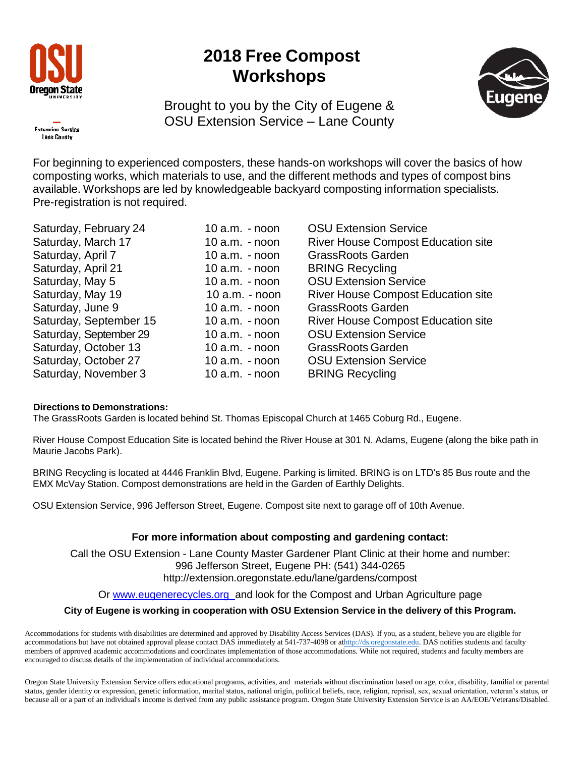# 2018 Free Compost Workshops

Brought to you by the City of Eugene & OSU Extension Service – Lane County

For beginning to experienced composters, these hands-on workshops will cover the basics of how composting works, which materials to use, and the different methods and types of compost bins available. Workshops are led by knowledgeable backyard composting information specialists. Pre-registration is not required.

| Date | Time | Location |
|---|---|---|
| Saturday, February 24 | 10 a.m. - noon | OSU Extension Service |
| Saturday, March 17 | 10 a.m. - noon | River House Compost Education site |
| Saturday, April 7 | 10 a.m. - noon | GrassRoots Garden |
| Saturday, April 21 | 10 a.m. - noon | BRING Recycling |
| Saturday, May 5 | 10 a.m. - noon | OSU Extension Service |
| Saturday, May 19 | 10 a.m. - noon | River House Compost Education site |
| Saturday, June 9 | 10 a.m. - noon | GrassRoots Garden |
| Saturday, September 15 | 10 a.m. - noon | River House Compost Education site |
| Saturday, September 29 | 10 a.m. - noon | OSU Extension Service |
| Saturday, October 13 | 10 a.m. - noon | GrassRoots Garden |
| Saturday, October 27 | 10 a.m. - noon | OSU Extension Service |
| Saturday, November 3 | 10 a.m. - noon | BRING Recycling |

**Directions to Demonstrations:**

The GrassRoots Garden is located behind St. Thomas Episcopal Church at 1465 Coburg Rd., Eugene.

River House Compost Education Site is located behind the River House at 301 N. Adams, Eugene (along the bike path in Maurie Jacobs Park).

BRING Recycling is located at 4446 Franklin Blvd, Eugene. Parking is limited. BRING is on LTD's 85 Bus route and the EMX McVay Station. Compost demonstrations are held in the Garden of Earthly Delights.

OSU Extension Service, 996 Jefferson Street, Eugene. Compost site next to garage off of 10th Avenue.

## For more information about composting and gardening contact:

Call the OSU Extension - Lane County Master Gardener Plant Clinic at their home and number:
996 Jefferson Street, Eugene PH: (541) 344-0265
http://extension.oregonstate.edu/lane/gardens/compost

Or www.eugenerecycles.org and look for the Compost and Urban Agriculture page

**City of Eugene is working in cooperation with OSU Extension Service in the delivery of this Program.**

Accommodations for students with disabilities are determined and approved by Disability Access Services (DAS). If you, as a student, believe you are eligible for accommodations but have not obtained approval please contact DAS immediately at 541-737-4098 or at http://ds.oregonstate.edu. DAS notifies students and faculty members of approved academic accommodations and coordinates implementation of those accommodations. While not required, students and faculty members are encouraged to discuss details of the implementation of individual accommodations.

Oregon State University Extension Service offers educational programs, activities, and materials without discrimination based on age, color, disability, familial or parental status, gender identity or expression, genetic information, marital status, national origin, political beliefs, race, religion, reprisal, sex, sexual orientation, veteran's status, or because all or a part of an individual's income is derived from any public assistance program. Oregon State University Extension Service is an AA/EOE/Veterans/Disabled.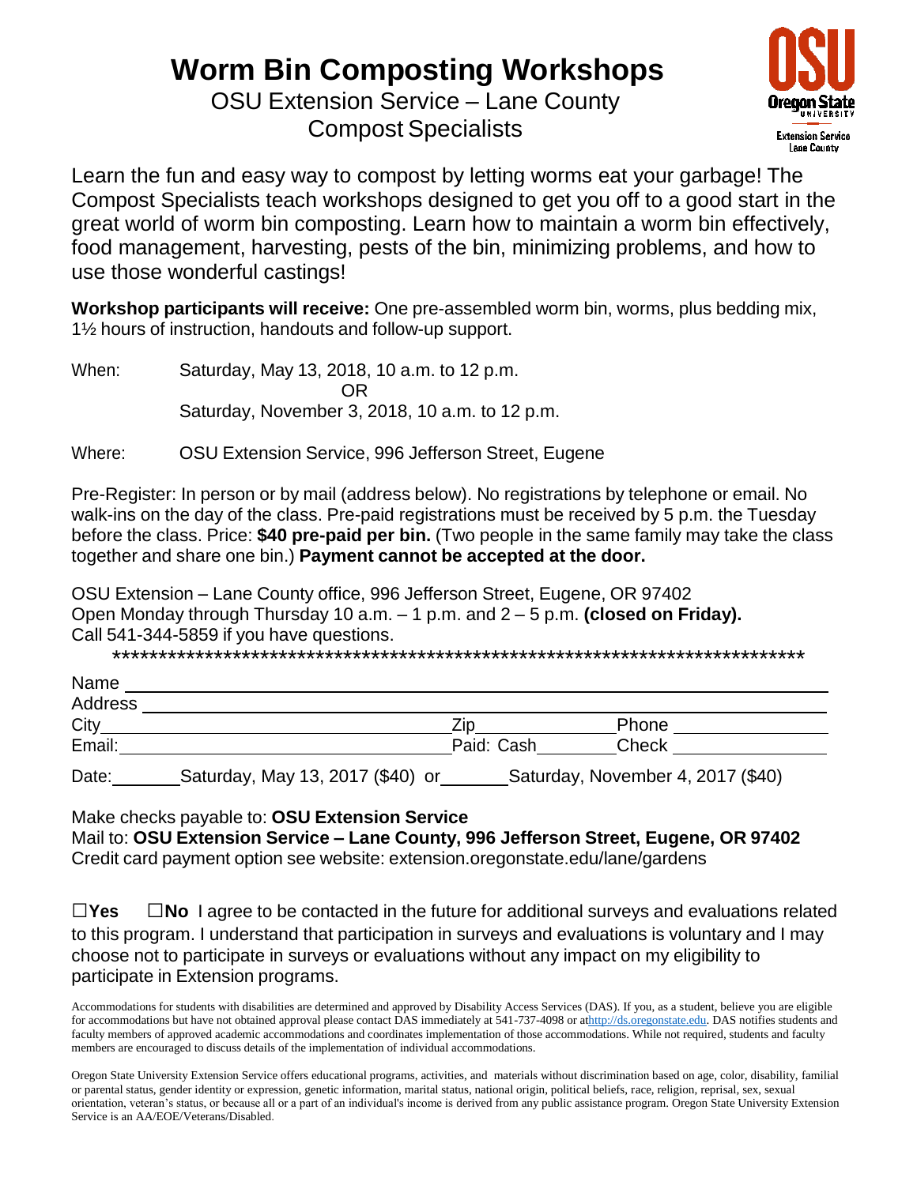# Worm Bin Composting Workshops

OSU Extension Service – Lane County
Compost Specialists

Oregon State University
Extension Service
Lane County

Learn the fun and easy way to compost by letting worms eat your garbage! The Compost Specialists teach workshops designed to get you off to a good start in the great world of worm bin composting. Learn how to maintain a worm bin effectively, food management, harvesting, pests of the bin, minimizing problems, and how to use those wonderful castings!

**Workshop participants will receive:** One pre-assembled worm bin, worms, plus bedding mix, 1½ hours of instruction, handouts and follow-up support.

When: Saturday, May 13, 2018, 10 a.m. to 12 p.m.
OR
Saturday, November 3, 2018, 10 a.m. to 12 p.m.

Where: OSU Extension Service, 996 Jefferson Street, Eugene

Pre-Register: In person or by mail (address below). No registrations by telephone or email. No walk-ins on the day of the class. Pre-paid registrations must be received by 5 p.m. the Tuesday before the class. Price: **$40 pre-paid per bin.** (Two people in the same family may take the class together and share one bin.) **Payment cannot be accepted at the door.**

OSU Extension – Lane County office, 996 Jefferson Street, Eugene, OR 97402
Open Monday through Thursday 10 a.m. – 1 p.m. and 2 – 5 p.m. **(closed on Friday).**
Call 541-344-5859 if you have questions.

*************************************************************************

Name ____________________________________________
Address __________________________________________
City ____________________ Zip ____________ Phone ____________
Email: ____________________ Paid: Cash ________ Check ____________

Date: ______ Saturday, May 13, 2017 ($40) or ______ Saturday, November 4, 2017 ($40)

Make checks payable to: **OSU Extension Service**
Mail to: **OSU Extension Service – Lane County, 996 Jefferson Street, Eugene, OR 97402**
Credit card payment option see website: extension.oregonstate.edu/lane/gardens

☐**Yes** ☐**No** I agree to be contacted in the future for additional surveys and evaluations related to this program. I understand that participation in surveys and evaluations is voluntary and I may choose not to participate in surveys or evaluations without any impact on my eligibility to participate in Extension programs.

Accommodations for students with disabilities are determined and approved by Disability Access Services (DAS). If you, as a student, believe you are eligible for accommodations but have not obtained approval please contact DAS immediately at 541-737-4098 or at http://ds.oregonstate.edu. DAS notifies students and faculty members of approved academic accommodations and coordinates implementation of those accommodations. While not required, students and faculty members are encouraged to discuss details of the implementation of individual accommodations.

Oregon State University Extension Service offers educational programs, activities, and materials without discrimination based on age, color, disability, familial or parental status, gender identity or expression, genetic information, marital status, national origin, political beliefs, race, religion, reprisal, sex, sexual orientation, veteran's status, or because all or a part of an individual's income is derived from any public assistance program. Oregon State University Extension Service is an AA/EOE/Veterans/Disabled.